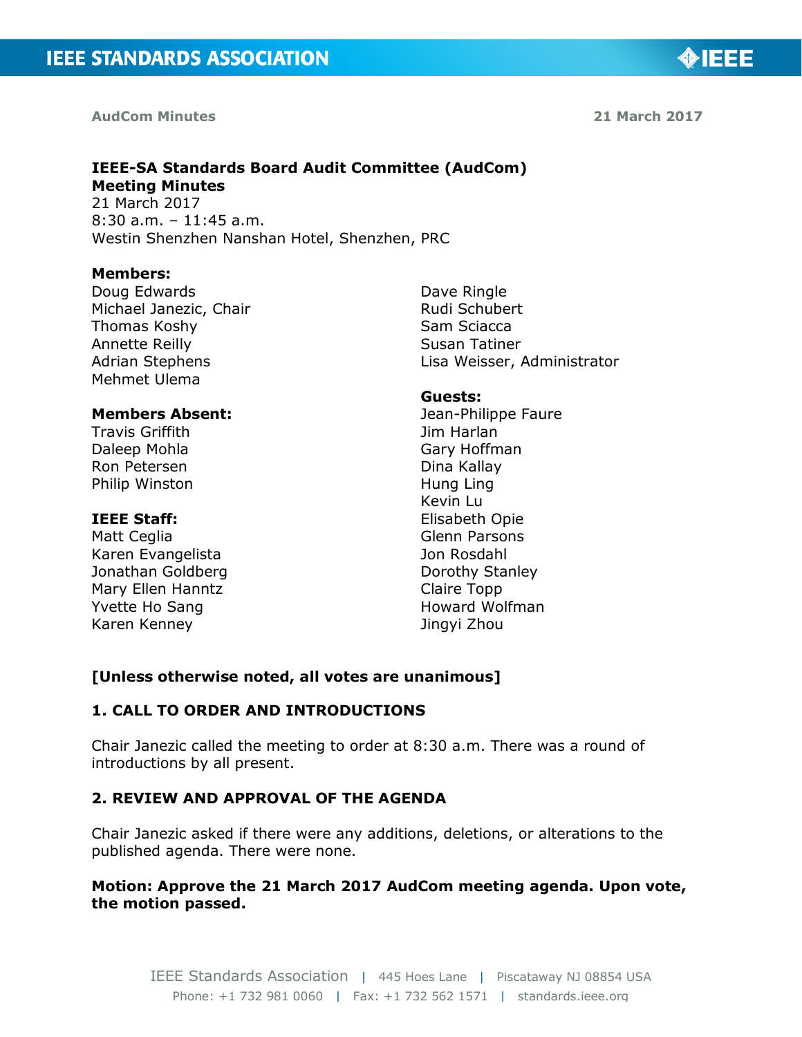AudCom Minutes 21 March 2017

# IEEE-SA Standards Board Audit Committee (AudCom)

**Meeting Minutes**

21 March 2017
8:30 a.m. – 11:45 a.m.
Westin Shenzhen Nanshan Hotel, Shenzhen, PRC

**Members:**
Doug Edwards
Michael Janezic, Chair
Thomas Koshy
Annette Reilly
Adrian Stephens
Mehmet Ulema
Dave Ringle
Rudi Schubert
Sam Sciacca
Susan Tatiner
Lisa Weisser, Administrator

**Members Absent:**
Travis Griffith
Daleep Mohla
Ron Petersen
Philip Winston

**IEEE Staff:**
Matt Ceglia
Karen Evangelista
Jonathan Goldberg
Mary Ellen Hanntz
Yvette Ho Sang
Karen Kenney

**Guests:**
Jean-Philippe Faure
Jim Harlan
Gary Hoffman
Dina Kallay
Hung Ling
Kevin Lu
Elisabeth Opie
Glenn Parsons
Jon Rosdahl
Dorothy Stanley
Claire Topp
Howard Wolfman
Jingyi Zhou

**[Unless otherwise noted, all votes are unanimous]**

## 1. CALL TO ORDER AND INTRODUCTIONS

Chair Janezic called the meeting to order at 8:30 a.m. There was a round of introductions by all present.

## 2. REVIEW AND APPROVAL OF THE AGENDA

Chair Janezic asked if there were any additions, deletions, or alterations to the published agenda. There were none.

**Motion: Approve the 21 March 2017 AudCom meeting agenda. Upon vote, the motion passed.**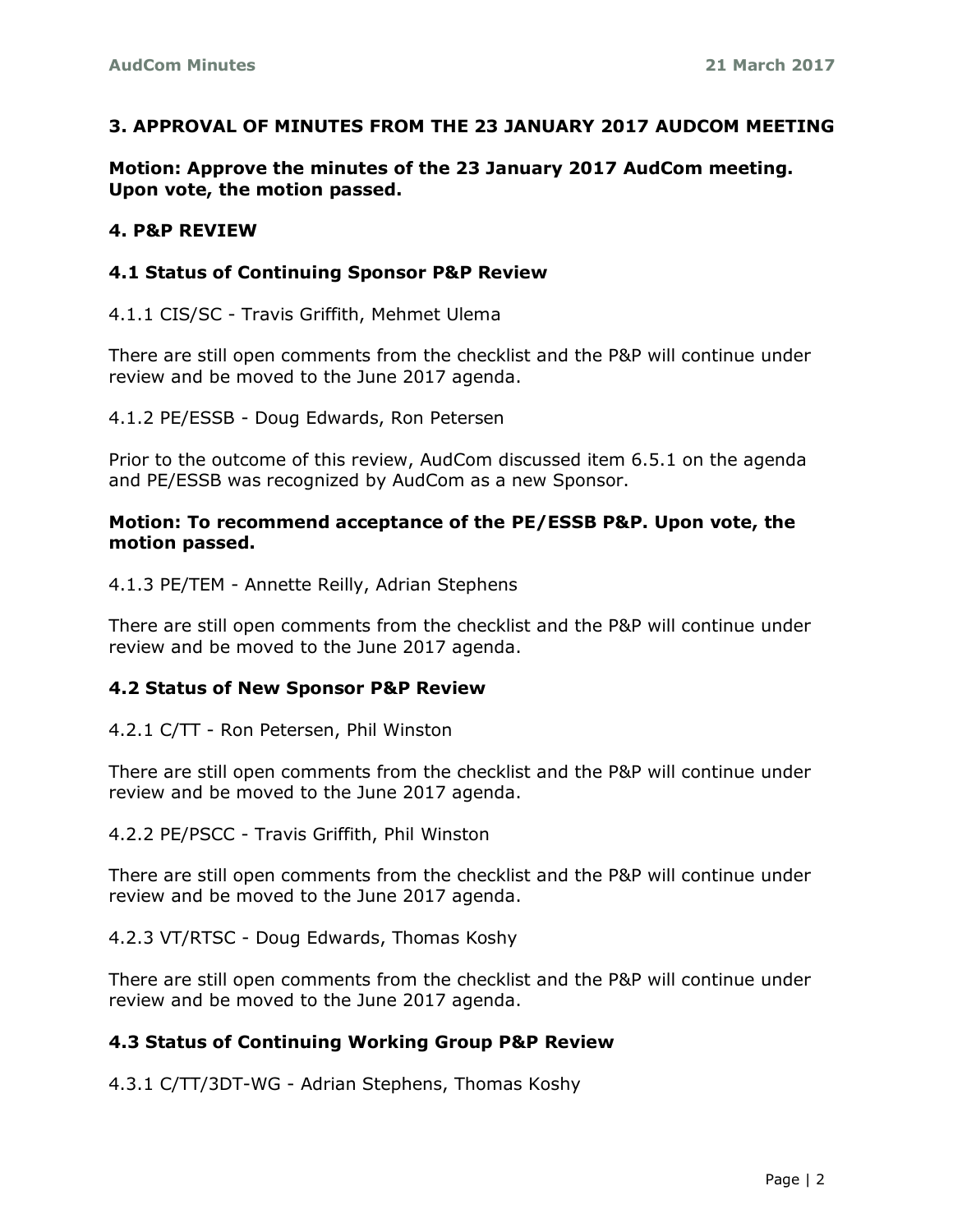## 3. APPROVAL OF MINUTES FROM THE 23 JANUARY 2017 AUDCOM MEETING

**Motion: Approve the minutes of the 23 January 2017 AudCom meeting. Upon vote, the motion passed.**

## 4. P&P REVIEW

### 4.1 Status of Continuing Sponsor P&P Review

4.1.1 CIS/SC - Travis Griffith, Mehmet Ulema

There are still open comments from the checklist and the P&P will continue under review and be moved to the June 2017 agenda.

4.1.2 PE/ESSB - Doug Edwards, Ron Petersen

Prior to the outcome of this review, AudCom discussed item 6.5.1 on the agenda and PE/ESSB was recognized by AudCom as a new Sponsor.

**Motion: To recommend acceptance of the PE/ESSB P&P. Upon vote, the motion passed.**

4.1.3 PE/TEM - Annette Reilly, Adrian Stephens

There are still open comments from the checklist and the P&P will continue under review and be moved to the June 2017 agenda.

### 4.2 Status of New Sponsor P&P Review

4.2.1 C/TT - Ron Petersen, Phil Winston

There are still open comments from the checklist and the P&P will continue under review and be moved to the June 2017 agenda.

4.2.2 PE/PSCC - Travis Griffith, Phil Winston

There are still open comments from the checklist and the P&P will continue under review and be moved to the June 2017 agenda.

4.2.3 VT/RTSC - Doug Edwards, Thomas Koshy

There are still open comments from the checklist and the P&P will continue under review and be moved to the June 2017 agenda.

### 4.3 Status of Continuing Working Group P&P Review

4.3.1 C/TT/3DT-WG - Adrian Stephens, Thomas Koshy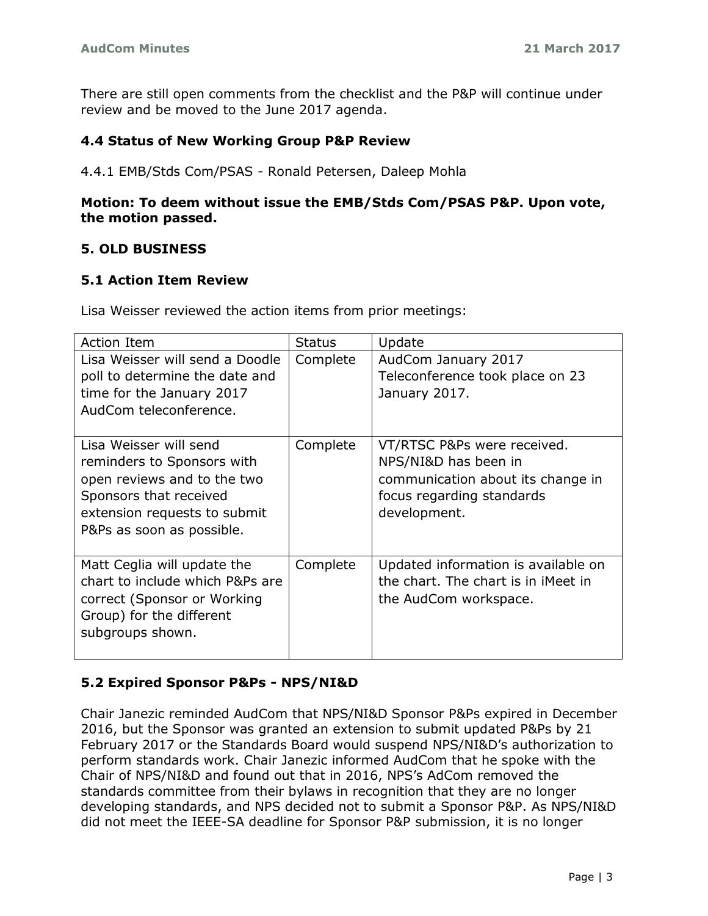There are still open comments from the checklist and the P&P will continue under review and be moved to the June 2017 agenda.

### 4.4 Status of New Working Group P&P Review

4.4.1 EMB/Stds Com/PSAS - Ronald Petersen, Daleep Mohla

**Motion: To deem without issue the EMB/Stds Com/PSAS P&P. Upon vote, the motion passed.**

## 5. OLD BUSINESS

### 5.1 Action Item Review

Lisa Weisser reviewed the action items from prior meetings:

| Action Item | Status | Update |
| --- | --- | --- |
| Lisa Weisser will send a Doodle poll to determine the date and time for the January 2017 AudCom teleconference. | Complete | AudCom January 2017 Teleconference took place on 23 January 2017. |
| Lisa Weisser will send reminders to Sponsors with open reviews and to the two Sponsors that received extension requests to submit P&Ps as soon as possible. | Complete | VT/RTSC P&Ps were received. NPS/NI&D has been in communication about its change in focus regarding standards development. |
| Matt Ceglia will update the chart to include which P&Ps are correct (Sponsor or Working Group) for the different subgroups shown. | Complete | Updated information is available on the chart. The chart is in iMeet in the AudCom workspace. |

### 5.2 Expired Sponsor P&Ps - NPS/NI&D

Chair Janezic reminded AudCom that NPS/NI&D Sponsor P&Ps expired in December 2016, but the Sponsor was granted an extension to submit updated P&Ps by 21 February 2017 or the Standards Board would suspend NPS/NI&D's authorization to perform standards work. Chair Janezic informed AudCom that he spoke with the Chair of NPS/NI&D and found out that in 2016, NPS's AdCom removed the standards committee from their bylaws in recognition that they are no longer developing standards, and NPS decided not to submit a Sponsor P&P. As NPS/NI&D did not meet the IEEE-SA deadline for Sponsor P&P submission, it is no longer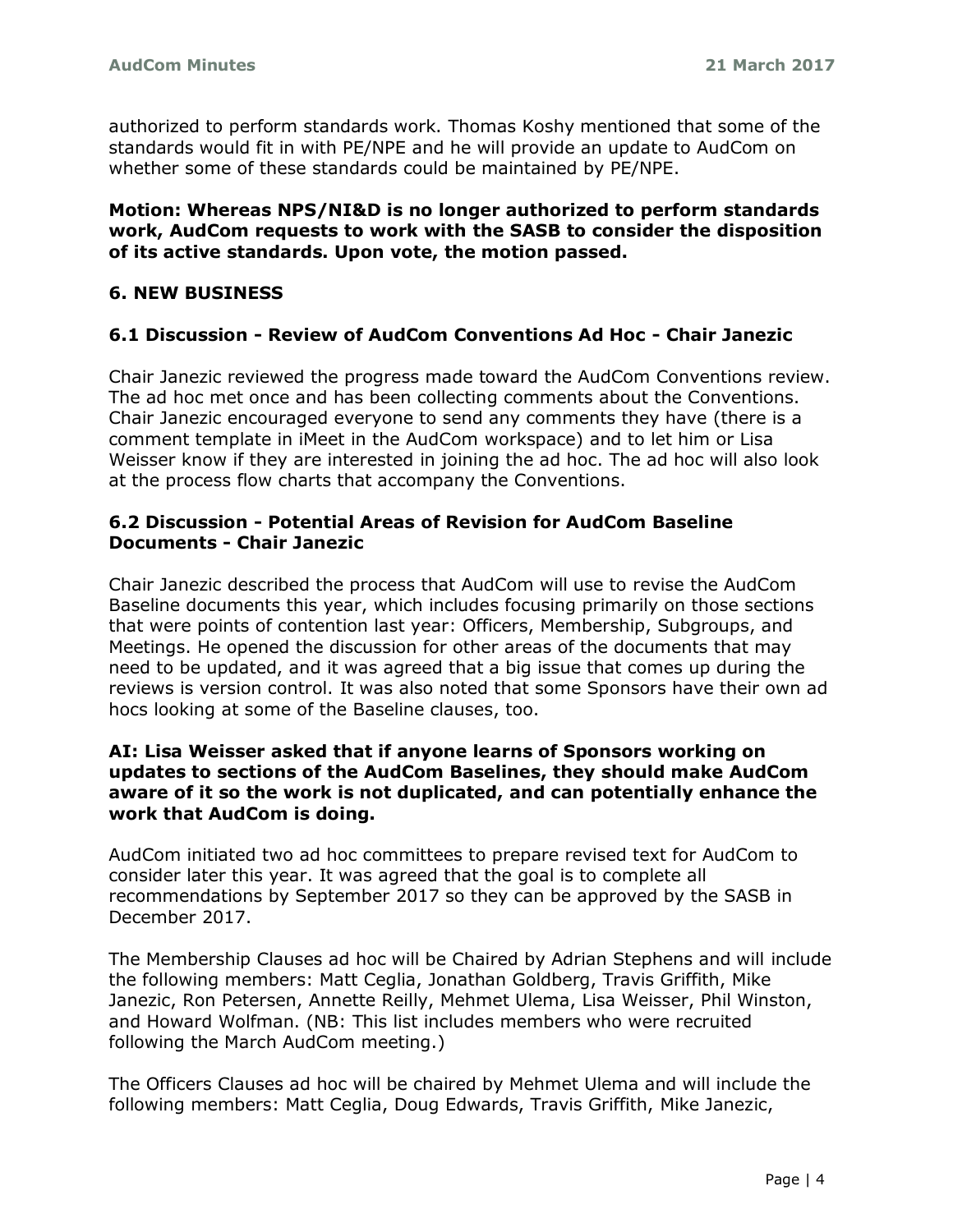authorized to perform standards work. Thomas Koshy mentioned that some of the standards would fit in with PE/NPE and he will provide an update to AudCom on whether some of these standards could be maintained by PE/NPE.

**Motion: Whereas NPS/NI&D is no longer authorized to perform standards work, AudCom requests to work with the SASB to consider the disposition of its active standards. Upon vote, the motion passed.**

## 6. NEW BUSINESS

### 6.1 Discussion - Review of AudCom Conventions Ad Hoc - Chair Janezic

Chair Janezic reviewed the progress made toward the AudCom Conventions review. The ad hoc met once and has been collecting comments about the Conventions. Chair Janezic encouraged everyone to send any comments they have (there is a comment template in iMeet in the AudCom workspace) and to let him or Lisa Weisser know if they are interested in joining the ad hoc. The ad hoc will also look at the process flow charts that accompany the Conventions.

### 6.2 Discussion - Potential Areas of Revision for AudCom Baseline Documents - Chair Janezic

Chair Janezic described the process that AudCom will use to revise the AudCom Baseline documents this year, which includes focusing primarily on those sections that were points of contention last year: Officers, Membership, Subgroups, and Meetings. He opened the discussion for other areas of the documents that may need to be updated, and it was agreed that a big issue that comes up during the reviews is version control. It was also noted that some Sponsors have their own ad hocs looking at some of the Baseline clauses, too.

**AI: Lisa Weisser asked that if anyone learns of Sponsors working on updates to sections of the AudCom Baselines, they should make AudCom aware of it so the work is not duplicated, and can potentially enhance the work that AudCom is doing.**

AudCom initiated two ad hoc committees to prepare revised text for AudCom to consider later this year. It was agreed that the goal is to complete all recommendations by September 2017 so they can be approved by the SASB in December 2017.

The Membership Clauses ad hoc will be Chaired by Adrian Stephens and will include the following members: Matt Ceglia, Jonathan Goldberg, Travis Griffith, Mike Janezic, Ron Petersen, Annette Reilly, Mehmet Ulema, Lisa Weisser, Phil Winston, and Howard Wolfman. (NB: This list includes members who were recruited following the March AudCom meeting.)

The Officers Clauses ad hoc will be chaired by Mehmet Ulema and will include the following members: Matt Ceglia, Doug Edwards, Travis Griffith, Mike Janezic,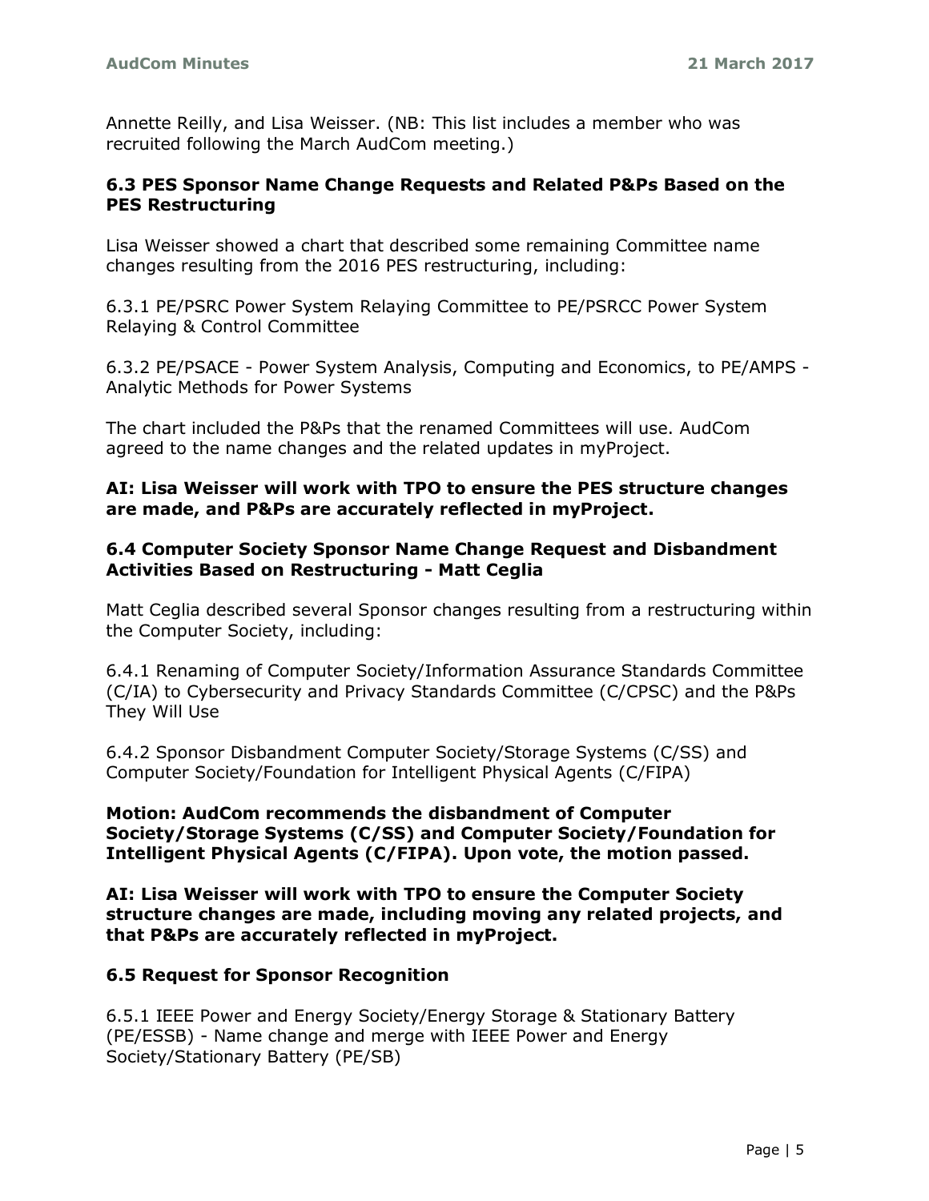Annette Reilly, and Lisa Weisser. (NB: This list includes a member who was recruited following the March AudCom meeting.)

### 6.3 PES Sponsor Name Change Requests and Related P&Ps Based on the PES Restructuring

Lisa Weisser showed a chart that described some remaining Committee name changes resulting from the 2016 PES restructuring, including:

6.3.1 PE/PSRC Power System Relaying Committee to PE/PSRCC Power System Relaying & Control Committee

6.3.2 PE/PSACE - Power System Analysis, Computing and Economics, to PE/AMPS - Analytic Methods for Power Systems

The chart included the P&Ps that the renamed Committees will use. AudCom agreed to the name changes and the related updates in myProject.

**AI: Lisa Weisser will work with TPO to ensure the PES structure changes are made, and P&Ps are accurately reflected in myProject.**

### 6.4 Computer Society Sponsor Name Change Request and Disbandment Activities Based on Restructuring - Matt Ceglia

Matt Ceglia described several Sponsor changes resulting from a restructuring within the Computer Society, including:

6.4.1 Renaming of Computer Society/Information Assurance Standards Committee (C/IA) to Cybersecurity and Privacy Standards Committee (C/CPSC) and the P&Ps They Will Use

6.4.2 Sponsor Disbandment Computer Society/Storage Systems (C/SS) and Computer Society/Foundation for Intelligent Physical Agents (C/FIPA)

**Motion: AudCom recommends the disbandment of Computer Society/Storage Systems (C/SS) and Computer Society/Foundation for Intelligent Physical Agents (C/FIPA). Upon vote, the motion passed.**

**AI: Lisa Weisser will work with TPO to ensure the Computer Society structure changes are made, including moving any related projects, and that P&Ps are accurately reflected in myProject.**

### 6.5 Request for Sponsor Recognition

6.5.1 IEEE Power and Energy Society/Energy Storage & Stationary Battery (PE/ESSB) - Name change and merge with IEEE Power and Energy Society/Stationary Battery (PE/SB)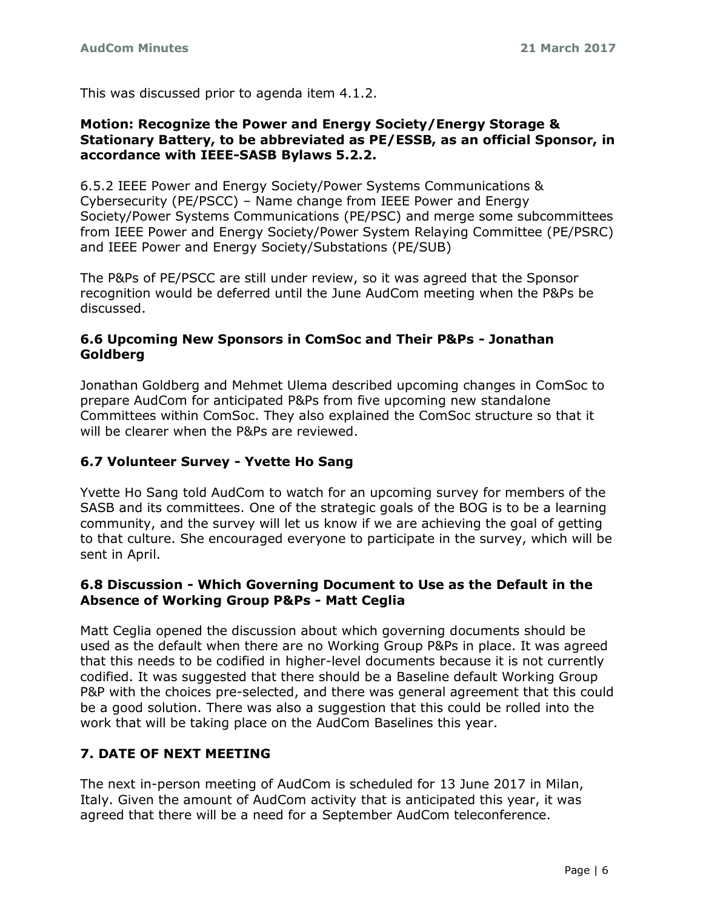This was discussed prior to agenda item 4.1.2.

**Motion: Recognize the Power and Energy Society/Energy Storage & Stationary Battery, to be abbreviated as PE/ESSB, as an official Sponsor, in accordance with IEEE-SASB Bylaws 5.2.2.**

6.5.2 IEEE Power and Energy Society/Power Systems Communications & Cybersecurity (PE/PSCC) – Name change from IEEE Power and Energy Society/Power Systems Communications (PE/PSC) and merge some subcommittees from IEEE Power and Energy Society/Power System Relaying Committee (PE/PSRC) and IEEE Power and Energy Society/Substations (PE/SUB)

The P&Ps of PE/PSCC are still under review, so it was agreed that the Sponsor recognition would be deferred until the June AudCom meeting when the P&Ps be discussed.

### 6.6 Upcoming New Sponsors in ComSoc and Their P&Ps - Jonathan Goldberg

Jonathan Goldberg and Mehmet Ulema described upcoming changes in ComSoc to prepare AudCom for anticipated P&Ps from five upcoming new standalone Committees within ComSoc. They also explained the ComSoc structure so that it will be clearer when the P&Ps are reviewed.

### 6.7 Volunteer Survey - Yvette Ho Sang

Yvette Ho Sang told AudCom to watch for an upcoming survey for members of the SASB and its committees. One of the strategic goals of the BOG is to be a learning community, and the survey will let us know if we are achieving the goal of getting to that culture. She encouraged everyone to participate in the survey, which will be sent in April.

### 6.8 Discussion - Which Governing Document to Use as the Default in the Absence of Working Group P&Ps - Matt Ceglia

Matt Ceglia opened the discussion about which governing documents should be used as the default when there are no Working Group P&Ps in place. It was agreed that this needs to be codified in higher-level documents because it is not currently codified. It was suggested that there should be a Baseline default Working Group P&P with the choices pre-selected, and there was general agreement that this could be a good solution. There was also a suggestion that this could be rolled into the work that will be taking place on the AudCom Baselines this year.

## 7. DATE OF NEXT MEETING

The next in-person meeting of AudCom is scheduled for 13 June 2017 in Milan, Italy. Given the amount of AudCom activity that is anticipated this year, it was agreed that there will be a need for a September AudCom teleconference.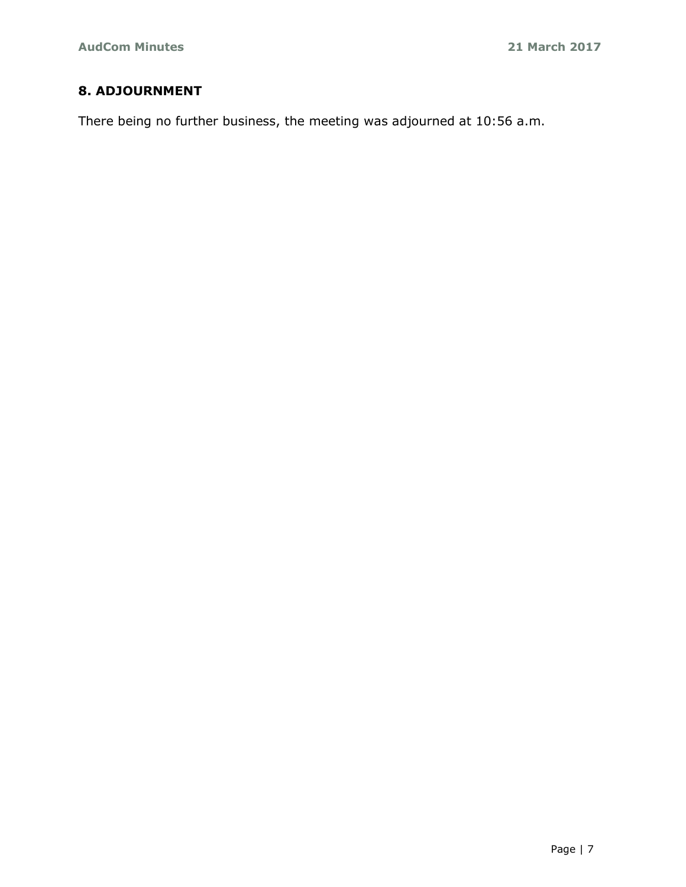## 8. ADJOURNMENT

There being no further business, the meeting was adjourned at 10:56 a.m.